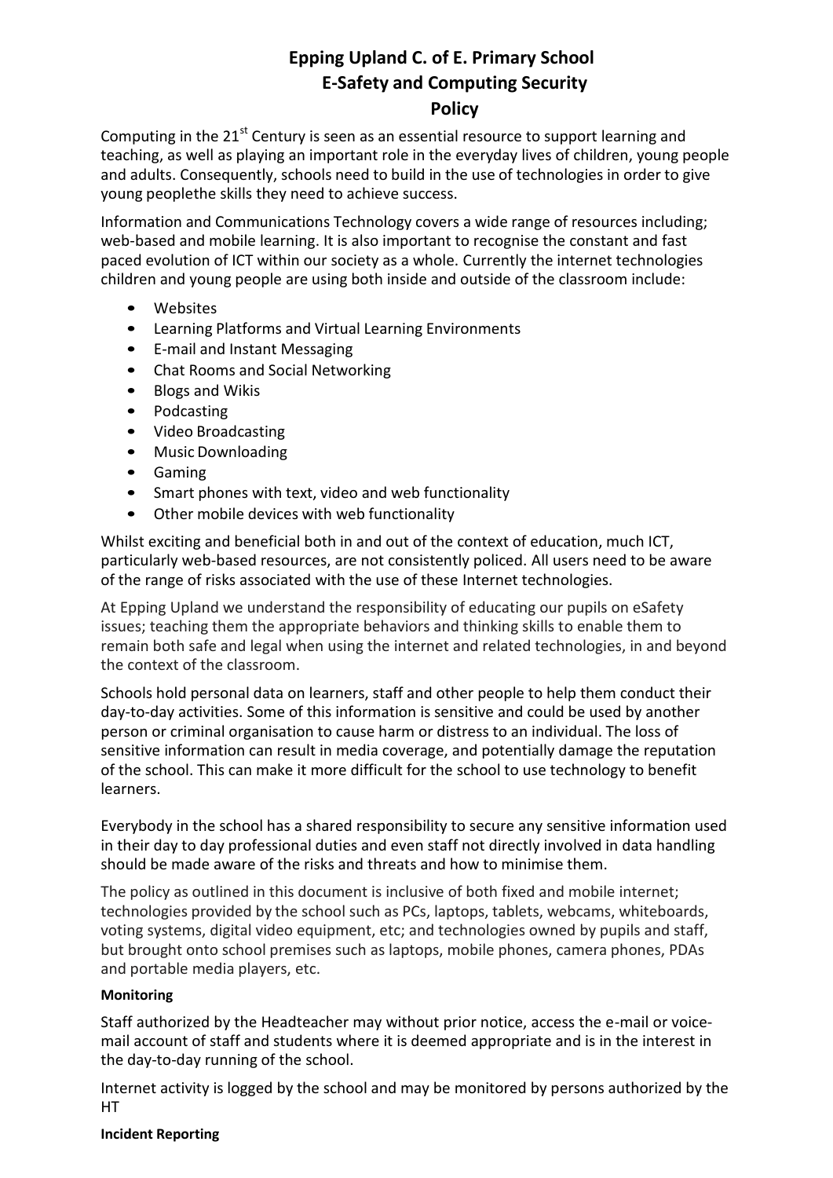# Epping Upland C. of E. Primary School
## E-Safety and Computing Security
## Policy

Computing in the 21st Century is seen as an essential resource to support learning and teaching, as well as playing an important role in the everyday lives of children, young people and adults. Consequently, schools need to build in the use of technologies in order to give young peoplethe skills they need to achieve success.

Information and Communications Technology covers a wide range of resources including; web-based and mobile learning. It is also important to recognise the constant and fast paced evolution of ICT within our society as a whole. Currently the internet technologies children and young people are using both inside and outside of the classroom include:

- Websites
- Learning Platforms and Virtual Learning Environments
- E-mail and Instant Messaging
- Chat Rooms and Social Networking
- Blogs and Wikis
- Podcasting
- Video Broadcasting
- Music Downloading
- Gaming
- Smart phones with text, video and web functionality
- Other mobile devices with web functionality

Whilst exciting and beneficial both in and out of the context of education, much ICT, particularly web-based resources, are not consistently policed. All users need to be aware of the range of risks associated with the use of these Internet technologies.

At Epping Upland we understand the responsibility of educating our pupils on eSafety issues; teaching them the appropriate behaviors and thinking skills to enable them to remain both safe and legal when using the internet and related technologies, in and beyond the context of the classroom.

Schools hold personal data on learners, staff and other people to help them conduct their day-to-day activities. Some of this information is sensitive and could be used by another person or criminal organisation to cause harm or distress to an individual. The loss of sensitive information can result in media coverage, and potentially damage the reputation of the school. This can make it more difficult for the school to use technology to benefit learners.

Everybody in the school has a shared responsibility to secure any sensitive information used in their day to day professional duties and even staff not directly involved in data handling should be made aware of the risks and threats and how to minimise them.

The policy as outlined in this document is inclusive of both fixed and mobile internet; technologies provided by the school such as PCs, laptops, tablets, webcams, whiteboards, voting systems, digital video equipment, etc; and technologies owned by pupils and staff, but brought onto school premises such as laptops, mobile phones, camera phones, PDAs and portable media players, etc.

**Monitoring**

Staff authorized by the Headteacher may without prior notice, access the e-mail or voice-mail account of staff and students where it is deemed appropriate and is in the interest in the day-to-day running of the school.

Internet activity is logged by the school and may be monitored by persons authorized by the HT

**Incident Reporting**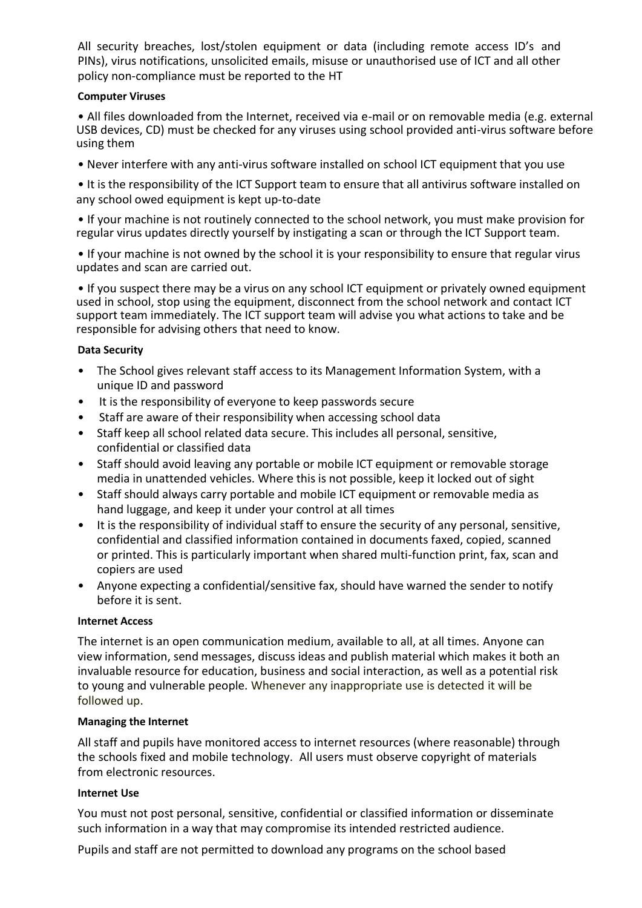All security breaches, lost/stolen equipment or data (including remote access ID's and PINs), virus notifications, unsolicited emails, misuse or unauthorised use of ICT and all other policy non-compliance must be reported to the HT

**Computer Viruses**

- All files downloaded from the Internet, received via e-mail or on removable media (e.g. external USB devices, CD) must be checked for any viruses using school provided anti-virus software before using them
- Never interfere with any anti-virus software installed on school ICT equipment that you use
- It is the responsibility of the ICT Support team to ensure that all antivirus software installed on any school owed equipment is kept up-to-date
- If your machine is not routinely connected to the school network, you must make provision for regular virus updates directly yourself by instigating a scan or through the ICT Support team.
- If your machine is not owned by the school it is your responsibility to ensure that regular virus updates and scan are carried out.
- If you suspect there may be a virus on any school ICT equipment or privately owned equipment used in school, stop using the equipment, disconnect from the school network and contact ICT support team immediately. The ICT support team will advise you what actions to take and be responsible for advising others that need to know.

**Data Security**

- The School gives relevant staff access to its Management Information System, with a unique ID and password
- It is the responsibility of everyone to keep passwords secure
- Staff are aware of their responsibility when accessing school data
- Staff keep all school related data secure. This includes all personal, sensitive, confidential or classified data
- Staff should avoid leaving any portable or mobile ICT equipment or removable storage media in unattended vehicles. Where this is not possible, keep it locked out of sight
- Staff should always carry portable and mobile ICT equipment or removable media as hand luggage, and keep it under your control at all times
- It is the responsibility of individual staff to ensure the security of any personal, sensitive, confidential and classified information contained in documents faxed, copied, scanned or printed. This is particularly important when shared multi-function print, fax, scan and copiers are used
- Anyone expecting a confidential/sensitive fax, should have warned the sender to notify before it is sent.

**Internet Access**

The internet is an open communication medium, available to all, at all times. Anyone can view information, send messages, discuss ideas and publish material which makes it both an invaluable resource for education, business and social interaction, as well as a potential risk to young and vulnerable people. Whenever any inappropriate use is detected it will be followed up.

**Managing the Internet**

All staff and pupils have monitored access to internet resources (where reasonable) through the schools fixed and mobile technology. All users must observe copyright of materials from electronic resources.

**Internet Use**

You must not post personal, sensitive, confidential or classified information or disseminate such information in a way that may compromise its intended restricted audience.

Pupils and staff are not permitted to download any programs on the school based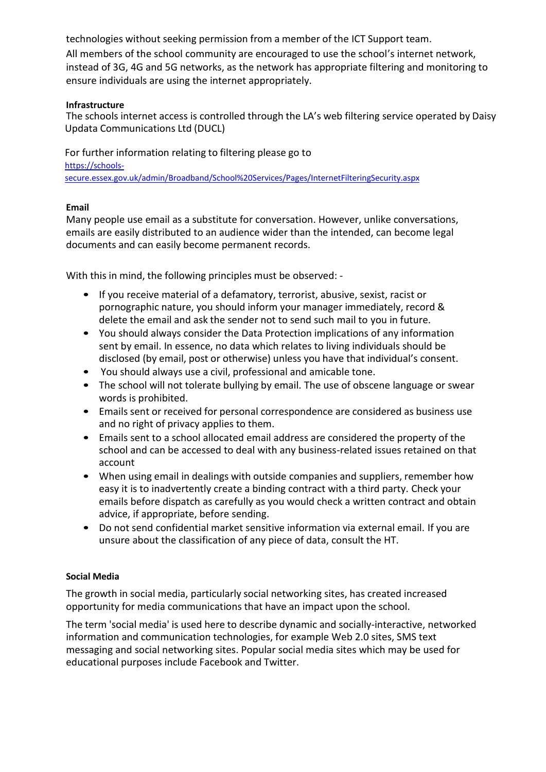technologies without seeking permission from a member of the ICT Support team.

All members of the school community are encouraged to use the school's internet network, instead of 3G, 4G and 5G networks, as the network has appropriate filtering and monitoring to ensure individuals are using the internet appropriately.

**Infrastructure**

The schools internet access is controlled through the LA's web filtering service operated by Daisy Updata Communications Ltd (DUCL)

For further information relating to filtering please go to [https://schools-secure.essex.gov.uk/admin/Broadband/School%20Services/Pages/InternetFilteringSecurity.aspx](https://schools-secure.essex.gov.uk/admin/Broadband/School%20Services/Pages/InternetFilteringSecurity.aspx)

**Email**

Many people use email as a substitute for conversation. However, unlike conversations, emails are easily distributed to an audience wider than the intended, can become legal documents and can easily become permanent records.

With this in mind, the following principles must be observed: -

- If you receive material of a defamatory, terrorist, abusive, sexist, racist or pornographic nature, you should inform your manager immediately, record & delete the email and ask the sender not to send such mail to you in future.
- You should always consider the Data Protection implications of any information sent by email. In essence, no data which relates to living individuals should be disclosed (by email, post or otherwise) unless you have that individual's consent.
- You should always use a civil, professional and amicable tone.
- The school will not tolerate bullying by email. The use of obscene language or swear words is prohibited.
- Emails sent or received for personal correspondence are considered as business use and no right of privacy applies to them.
- Emails sent to a school allocated email address are considered the property of the school and can be accessed to deal with any business-related issues retained on that account
- When using email in dealings with outside companies and suppliers, remember how easy it is to inadvertently create a binding contract with a third party. Check your emails before dispatch as carefully as you would check a written contract and obtain advice, if appropriate, before sending.
- Do not send confidential market sensitive information via external email. If you are unsure about the classification of any piece of data, consult the HT.

**Social Media**

The growth in social media, particularly social networking sites, has created increased opportunity for media communications that have an impact upon the school.

The term 'social media' is used here to describe dynamic and socially-interactive, networked information and communication technologies, for example Web 2.0 sites, SMS text messaging and social networking sites. Popular social media sites which may be used for educational purposes include Facebook and Twitter.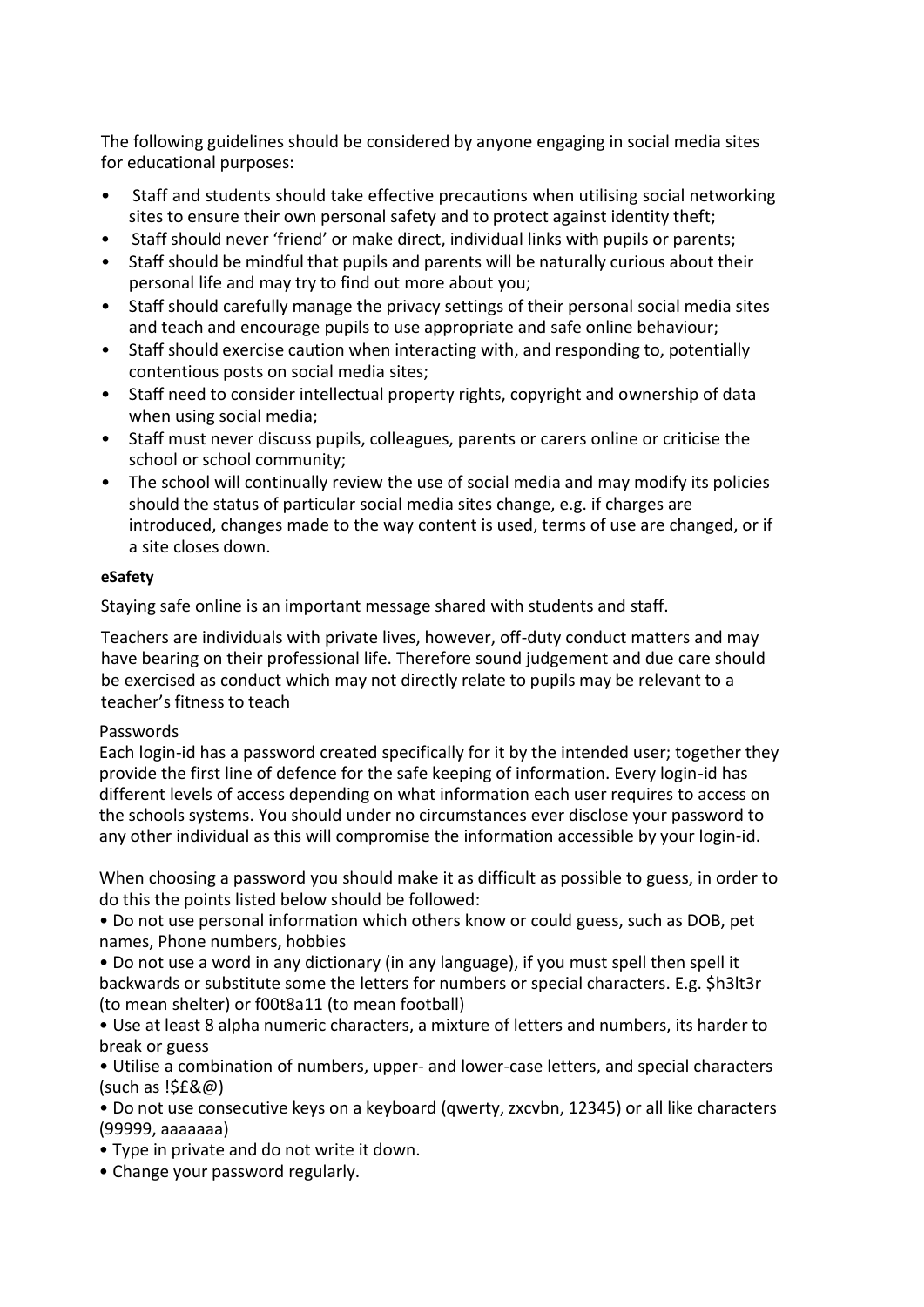The following guidelines should be considered by anyone engaging in social media sites for educational purposes:

- Staff and students should take effective precautions when utilising social networking sites to ensure their own personal safety and to protect against identity theft;
- Staff should never 'friend' or make direct, individual links with pupils or parents;
- Staff should be mindful that pupils and parents will be naturally curious about their personal life and may try to find out more about you;
- Staff should carefully manage the privacy settings of their personal social media sites and teach and encourage pupils to use appropriate and safe online behaviour;
- Staff should exercise caution when interacting with, and responding to, potentially contentious posts on social media sites;
- Staff need to consider intellectual property rights, copyright and ownership of data when using social media;
- Staff must never discuss pupils, colleagues, parents or carers online or criticise the school or school community;
- The school will continually review the use of social media and may modify its policies should the status of particular social media sites change, e.g. if charges are introduced, changes made to the way content is used, terms of use are changed, or if a site closes down.

**eSafety**

Staying safe online is an important message shared with students and staff.

Teachers are individuals with private lives, however, off-duty conduct matters and may have bearing on their professional life. Therefore sound judgement and due care should be exercised as conduct which may not directly relate to pupils may be relevant to a teacher's fitness to teach

Passwords

Each login-id has a password created specifically for it by the intended user; together they provide the first line of defence for the safe keeping of information. Every login-id has different levels of access depending on what information each user requires to access on the schools systems. You should under no circumstances ever disclose your password to any other individual as this will compromise the information accessible by your login-id.

When choosing a password you should make it as difficult as possible to guess, in order to do this the points listed below should be followed:

- Do not use personal information which others know or could guess, such as DOB, pet names, Phone numbers, hobbies
- Do not use a word in any dictionary (in any language), if you must spell then spell it backwards or substitute some the letters for numbers or special characters. E.g. $h3lt3r (to mean shelter) or f00t8a11 (to mean football)
- Use at least 8 alpha numeric characters, a mixture of letters and numbers, its harder to break or guess
- Utilise a combination of numbers, upper- and lower-case letters, and special characters (such as !$£&@)
- Do not use consecutive keys on a keyboard (qwerty, zxcvbn, 12345) or all like characters (99999, aaaaaaa)
- Type in private and do not write it down.
- Change your password regularly.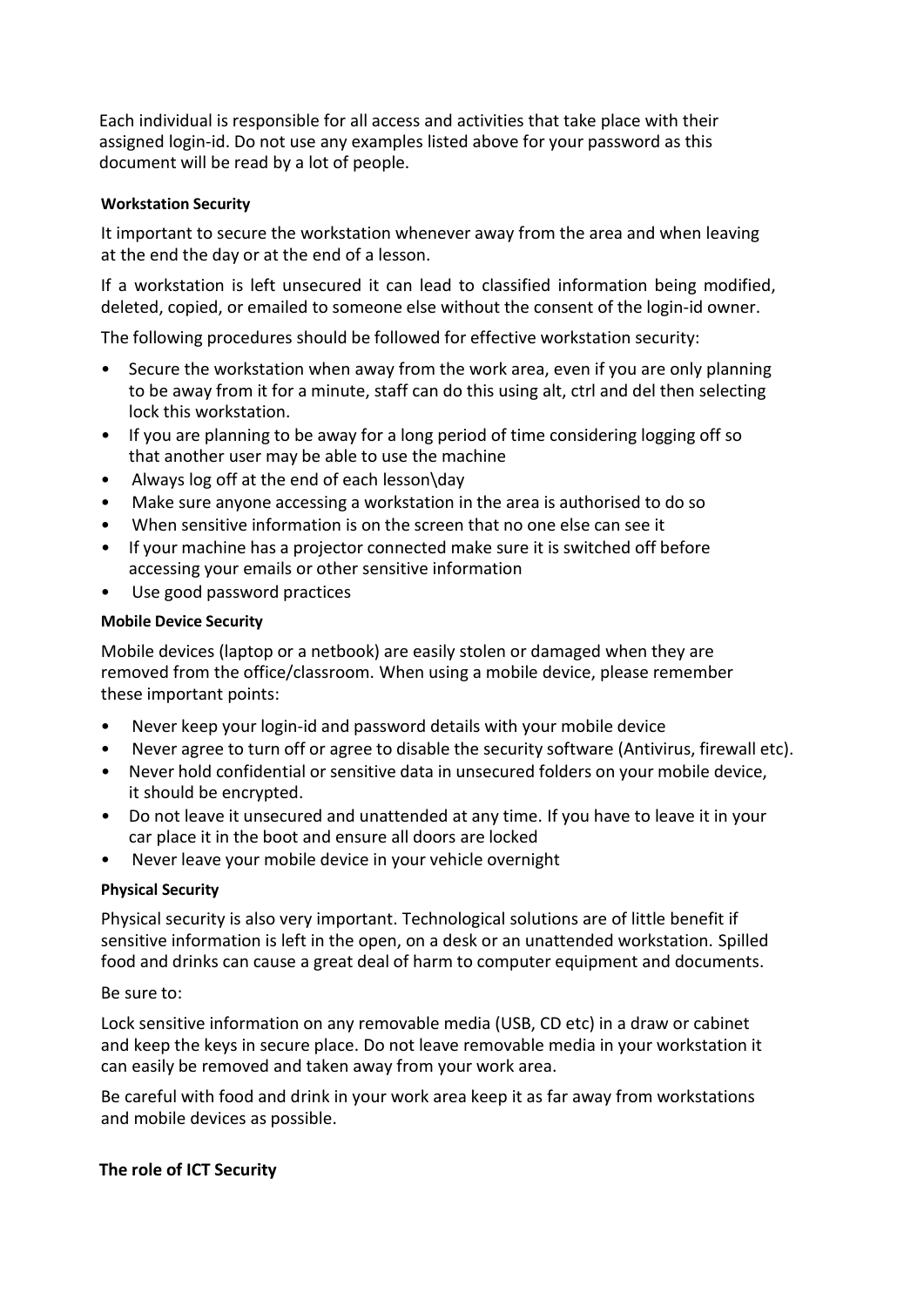Each individual is responsible for all access and activities that take place with their assigned login-id. Do not use any examples listed above for your password as this document will be read by a lot of people.

**Workstation Security**

It important to secure the workstation whenever away from the area and when leaving at the end the day or at the end of a lesson.

If a workstation is left unsecured it can lead to classified information being modified, deleted, copied, or emailed to someone else without the consent of the login-id owner.

The following procedures should be followed for effective workstation security:

- Secure the workstation when away from the work area, even if you are only planning to be away from it for a minute, staff can do this using alt, ctrl and del then selecting lock this workstation.
- If you are planning to be away for a long period of time considering logging off so that another user may be able to use the machine
- Always log off at the end of each lesson\day
- Make sure anyone accessing a workstation in the area is authorised to do so
- When sensitive information is on the screen that no one else can see it
- If your machine has a projector connected make sure it is switched off before accessing your emails or other sensitive information
- Use good password practices

**Mobile Device Security**

Mobile devices (laptop or a netbook) are easily stolen or damaged when they are removed from the office/classroom. When using a mobile device, please remember these important points:

- Never keep your login-id and password details with your mobile device
- Never agree to turn off or agree to disable the security software (Antivirus, firewall etc).
- Never hold confidential or sensitive data in unsecured folders on your mobile device, it should be encrypted.
- Do not leave it unsecured and unattended at any time. If you have to leave it in your car place it in the boot and ensure all doors are locked
- Never leave your mobile device in your vehicle overnight

**Physical Security**

Physical security is also very important. Technological solutions are of little benefit if sensitive information is left in the open, on a desk or an unattended workstation. Spilled food and drinks can cause a great deal of harm to computer equipment and documents.

Be sure to:

Lock sensitive information on any removable media (USB, CD etc) in a draw or cabinet and keep the keys in secure place. Do not leave removable media in your workstation it can easily be removed and taken away from your work area.

Be careful with food and drink in your work area keep it as far away from workstations and mobile devices as possible.

**The role of ICT Security**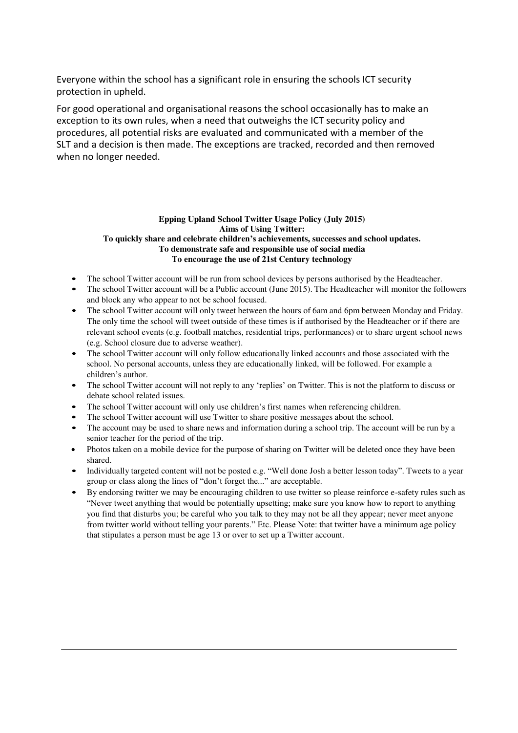Everyone within the school has a significant role in ensuring the schools ICT security protection in upheld.

For good operational and organisational reasons the school occasionally has to make an exception to its own rules, when a need that outweighs the ICT security policy and procedures, all potential risks are evaluated and communicated with a member of the SLT and a decision is then made. The exceptions are tracked, recorded and then removed when no longer needed.

**Epping Upland School Twitter Usage Policy (July 2015)**
**Aims of Using Twitter:**
**To quickly share and celebrate children's achievements, successes and school updates.**
**To demonstrate safe and responsible use of social media**
**To encourage the use of 21st Century technology**

- The school Twitter account will be run from school devices by persons authorised by the Headteacher.
- The school Twitter account will be a Public account (June 2015). The Headteacher will monitor the followers and block any who appear to not be school focused.
- The school Twitter account will only tweet between the hours of 6am and 6pm between Monday and Friday. The only time the school will tweet outside of these times is if authorised by the Headteacher or if there are relevant school events (e.g. football matches, residential trips, performances) or to share urgent school news (e.g. School closure due to adverse weather).
- The school Twitter account will only follow educationally linked accounts and those associated with the school. No personal accounts, unless they are educationally linked, will be followed. For example a children's author.
- The school Twitter account will not reply to any 'replies' on Twitter. This is not the platform to discuss or debate school related issues.
- The school Twitter account will only use children's first names when referencing children.
- The school Twitter account will use Twitter to share positive messages about the school.
- The account may be used to share news and information during a school trip. The account will be run by a senior teacher for the period of the trip.
- Photos taken on a mobile device for the purpose of sharing on Twitter will be deleted once they have been shared.
- Individually targeted content will not be posted e.g. "Well done Josh a better lesson today". Tweets to a year group or class along the lines of "don't forget the..." are acceptable.
- By endorsing twitter we may be encouraging children to use twitter so please reinforce e-safety rules such as "Never tweet anything that would be potentially upsetting; make sure you know how to report to anything you find that disturbs you; be careful who you talk to they may not be all they appear; never meet anyone from twitter world without telling your parents." Etc. Please Note: that twitter have a minimum age policy that stipulates a person must be age 13 or over to set up a Twitter account.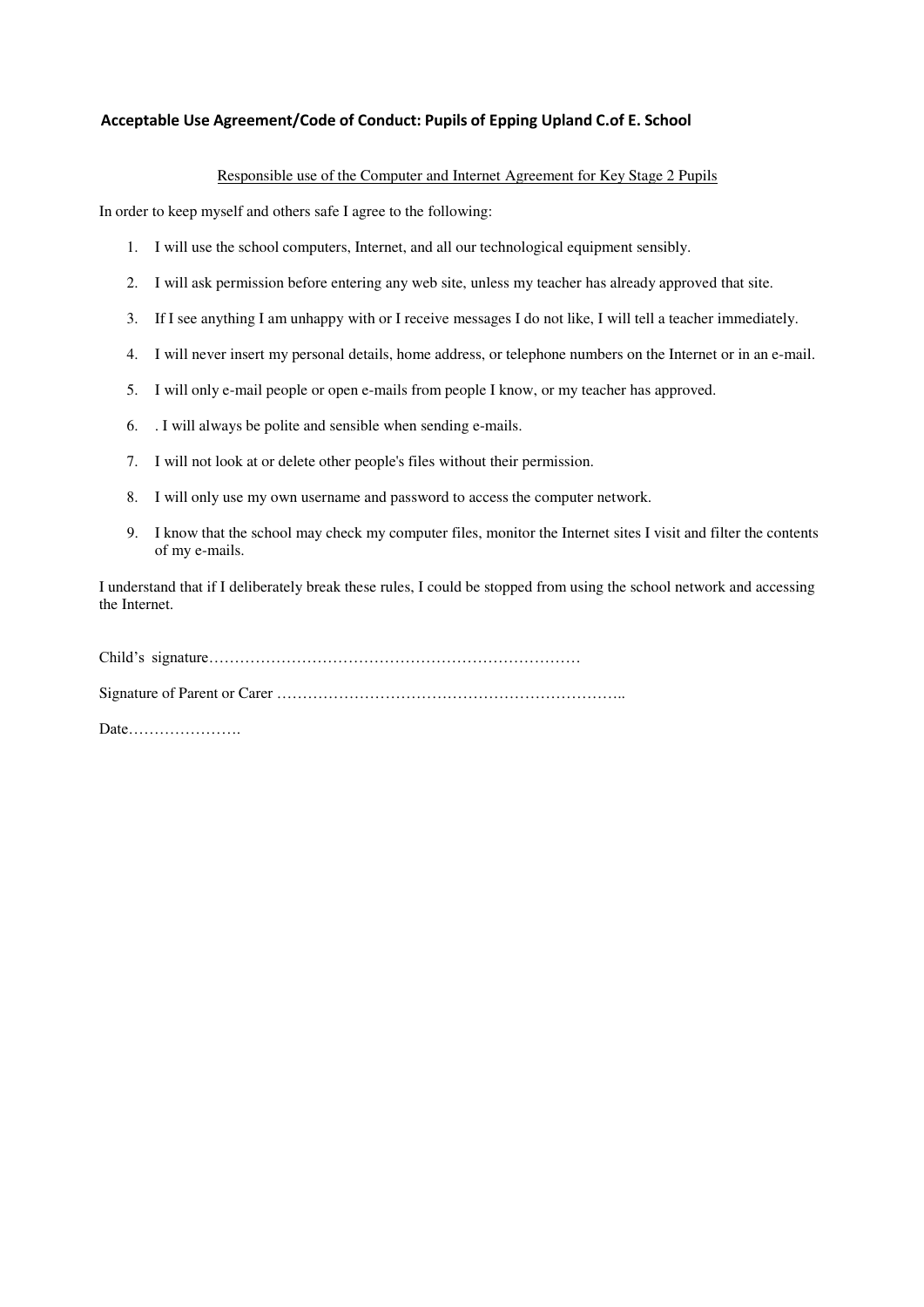## Acceptable Use Agreement/Code of Conduct: Pupils of Epping Upland C.of E. School

Responsible use of the Computer and Internet Agreement for Key Stage 2 Pupils

In order to keep myself and others safe I agree to the following:

1. I will use the school computers, Internet, and all our technological equipment sensibly.
2. I will ask permission before entering any web site, unless my teacher has already approved that site.
3. If I see anything I am unhappy with or I receive messages I do not like, I will tell a teacher immediately.
4. I will never insert my personal details, home address, or telephone numbers on the Internet or in an e-mail.
5. I will only e-mail people or open e-mails from people I know, or my teacher has approved.
6. . I will always be polite and sensible when sending e-mails.
7. I will not look at or delete other people's files without their permission.
8. I will only use my own username and password to access the computer network.
9. I know that the school may check my computer files, monitor the Internet sites I visit and filter the contents of my e-mails.

I understand that if I deliberately break these rules, I could be stopped from using the school network and accessing the Internet.

Child's signature……………………………………………………………………

Signature of Parent or Carer ……………………………………………………………..

Date………………….